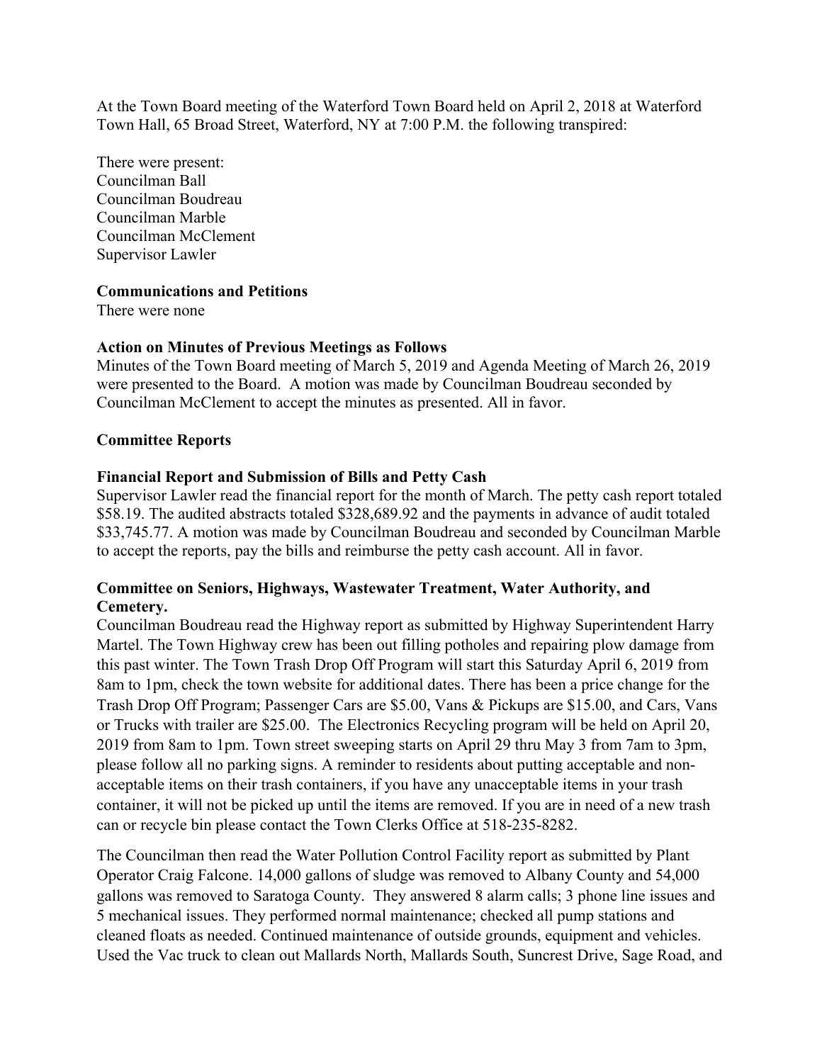At the Town Board meeting of the Waterford Town Board held on April 2, 2018 at Waterford Town Hall, 65 Broad Street, Waterford, NY at 7:00 P.M. the following transpired:

There were present:
Councilman Ball
Councilman Boudreau
Councilman Marble
Councilman McClement
Supervisor Lawler

**Communications and Petitions**
There were none

**Action on Minutes of Previous Meetings as Follows**
Minutes of the Town Board meeting of March 5, 2019 and Agenda Meeting of March 26, 2019 were presented to the Board. A motion was made by Councilman Boudreau seconded by Councilman McClement to accept the minutes as presented. All in favor.

**Committee Reports**

**Financial Report and Submission of Bills and Petty Cash**
Supervisor Lawler read the financial report for the month of March. The petty cash report totaled $58.19. The audited abstracts totaled $328,689.92 and the payments in advance of audit totaled $33,745.77. A motion was made by Councilman Boudreau and seconded by Councilman Marble to accept the reports, pay the bills and reimburse the petty cash account. All in favor.

**Committee on Seniors, Highways, Wastewater Treatment, Water Authority, and Cemetery.**
Councilman Boudreau read the Highway report as submitted by Highway Superintendent Harry Martel. The Town Highway crew has been out filling potholes and repairing plow damage from this past winter. The Town Trash Drop Off Program will start this Saturday April 6, 2019 from 8am to 1pm, check the town website for additional dates. There has been a price change for the Trash Drop Off Program; Passenger Cars are $5.00, Vans & Pickups are $15.00, and Cars, Vans or Trucks with trailer are $25.00. The Electronics Recycling program will be held on April 20, 2019 from 8am to 1pm. Town street sweeping starts on April 29 thru May 3 from 7am to 3pm, please follow all no parking signs. A reminder to residents about putting acceptable and non-acceptable items on their trash containers, if you have any unacceptable items in your trash container, it will not be picked up until the items are removed. If you are in need of a new trash can or recycle bin please contact the Town Clerks Office at 518-235-8282.

The Councilman then read the Water Pollution Control Facility report as submitted by Plant Operator Craig Falcone. 14,000 gallons of sludge was removed to Albany County and 54,000 gallons was removed to Saratoga County. They answered 8 alarm calls; 3 phone line issues and 5 mechanical issues. They performed normal maintenance; checked all pump stations and cleaned floats as needed. Continued maintenance of outside grounds, equipment and vehicles. Used the Vac truck to clean out Mallards North, Mallards South, Suncrest Drive, Sage Road, and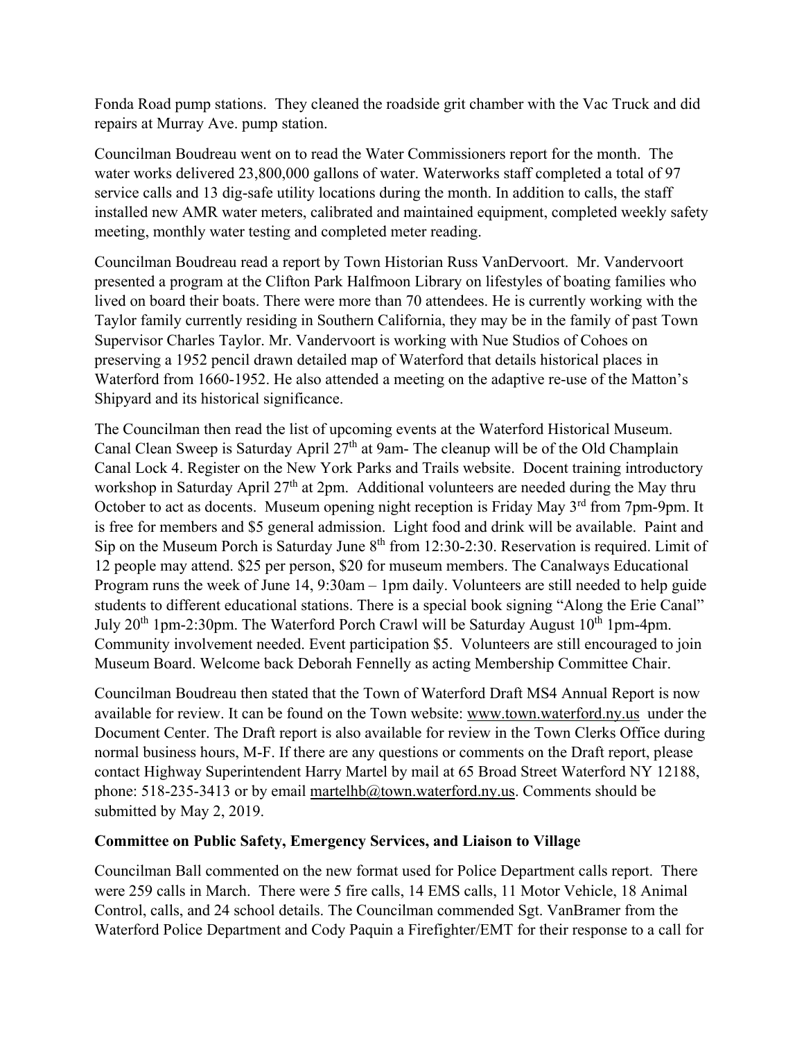Fonda Road pump stations. They cleaned the roadside grit chamber with the Vac Truck and did repairs at Murray Ave. pump station.

Councilman Boudreau went on to read the Water Commissioners report for the month. The water works delivered 23,800,000 gallons of water. Waterworks staff completed a total of 97 service calls and 13 dig-safe utility locations during the month. In addition to calls, the staff installed new AMR water meters, calibrated and maintained equipment, completed weekly safety meeting, monthly water testing and completed meter reading.

Councilman Boudreau read a report by Town Historian Russ VanDervoort. Mr. Vandervoort presented a program at the Clifton Park Halfmoon Library on lifestyles of boating families who lived on board their boats. There were more than 70 attendees. He is currently working with the Taylor family currently residing in Southern California, they may be in the family of past Town Supervisor Charles Taylor. Mr. Vandervoort is working with Nue Studios of Cohoes on preserving a 1952 pencil drawn detailed map of Waterford that details historical places in Waterford from 1660-1952. He also attended a meeting on the adaptive re-use of the Matton's Shipyard and its historical significance.

The Councilman then read the list of upcoming events at the Waterford Historical Museum. Canal Clean Sweep is Saturday April 27th at 9am- The cleanup will be of the Old Champlain Canal Lock 4. Register on the New York Parks and Trails website. Docent training introductory workshop in Saturday April 27th at 2pm. Additional volunteers are needed during the May thru October to act as docents. Museum opening night reception is Friday May 3rd from 7pm-9pm. It is free for members and $5 general admission. Light food and drink will be available. Paint and Sip on the Museum Porch is Saturday June 8th from 12:30-2:30. Reservation is required. Limit of 12 people may attend. $25 per person, $20 for museum members. The Canalways Educational Program runs the week of June 14, 9:30am – 1pm daily. Volunteers are still needed to help guide students to different educational stations. There is a special book signing "Along the Erie Canal" July 20th 1pm-2:30pm. The Waterford Porch Crawl will be Saturday August 10th 1pm-4pm. Community involvement needed. Event participation $5. Volunteers are still encouraged to join Museum Board. Welcome back Deborah Fennelly as acting Membership Committee Chair.

Councilman Boudreau then stated that the Town of Waterford Draft MS4 Annual Report is now available for review. It can be found on the Town website: www.town.waterford.ny.us under the Document Center. The Draft report is also available for review in the Town Clerks Office during normal business hours, M-F. If there are any questions or comments on the Draft report, please contact Highway Superintendent Harry Martel by mail at 65 Broad Street Waterford NY 12188, phone: 518-235-3413 or by email martelhb@town.waterford.ny.us. Comments should be submitted by May 2, 2019.

**Committee on Public Safety, Emergency Services, and Liaison to Village**

Councilman Ball commented on the new format used for Police Department calls report. There were 259 calls in March. There were 5 fire calls, 14 EMS calls, 11 Motor Vehicle, 18 Animal Control, calls, and 24 school details. The Councilman commended Sgt. VanBramer from the Waterford Police Department and Cody Paquin a Firefighter/EMT for their response to a call for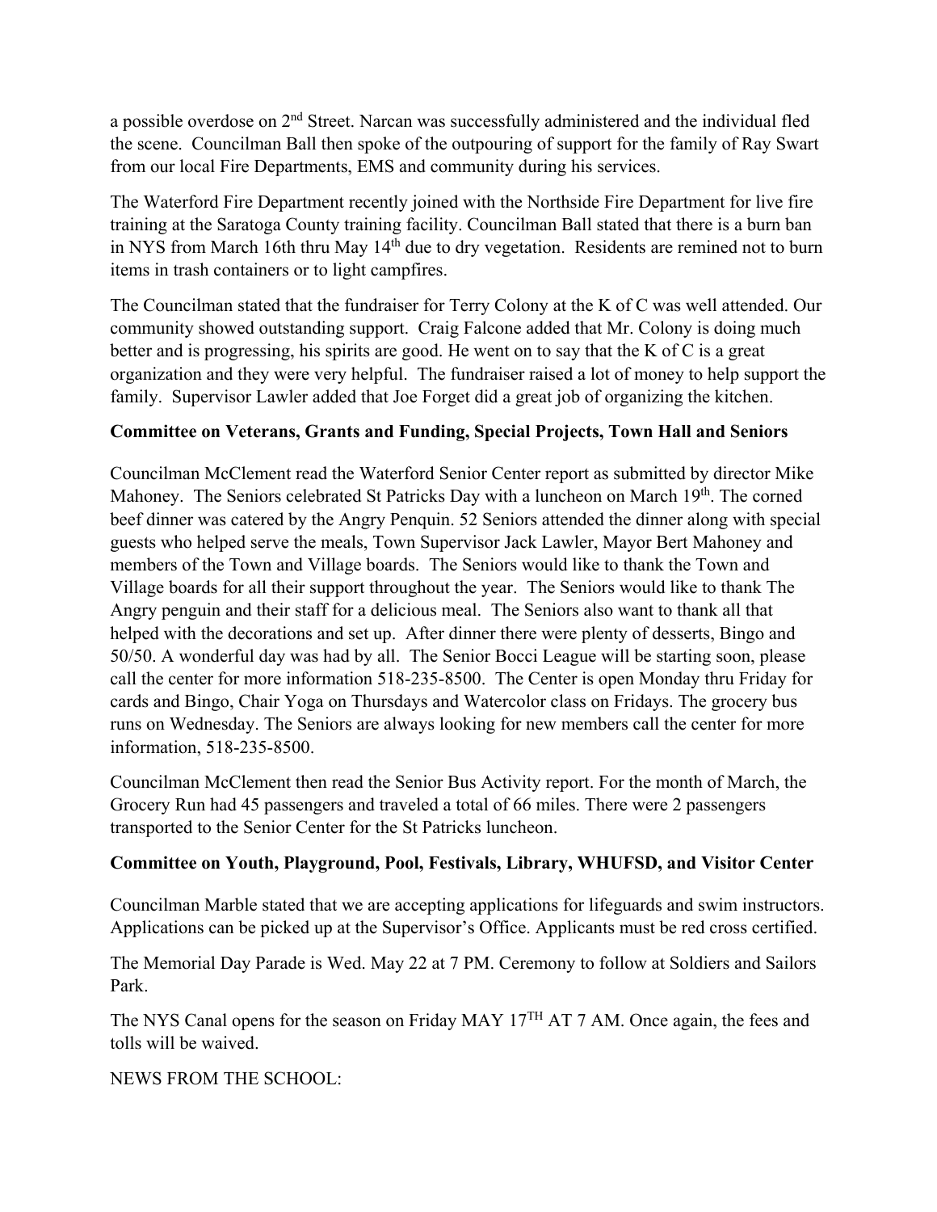a possible overdose on 2nd Street. Narcan was successfully administered and the individual fled the scene. Councilman Ball then spoke of the outpouring of support for the family of Ray Swart from our local Fire Departments, EMS and community during his services.

The Waterford Fire Department recently joined with the Northside Fire Department for live fire training at the Saratoga County training facility. Councilman Ball stated that there is a burn ban in NYS from March 16th thru May 14th due to dry vegetation. Residents are remined not to burn items in trash containers or to light campfires.

The Councilman stated that the fundraiser for Terry Colony at the K of C was well attended. Our community showed outstanding support. Craig Falcone added that Mr. Colony is doing much better and is progressing, his spirits are good. He went on to say that the K of C is a great organization and they were very helpful. The fundraiser raised a lot of money to help support the family. Supervisor Lawler added that Joe Forget did a great job of organizing the kitchen.

**Committee on Veterans, Grants and Funding, Special Projects, Town Hall and Seniors**

Councilman McClement read the Waterford Senior Center report as submitted by director Mike Mahoney. The Seniors celebrated St Patricks Day with a luncheon on March 19th. The corned beef dinner was catered by the Angry Penquin. 52 Seniors attended the dinner along with special guests who helped serve the meals, Town Supervisor Jack Lawler, Mayor Bert Mahoney and members of the Town and Village boards. The Seniors would like to thank the Town and Village boards for all their support throughout the year. The Seniors would like to thank The Angry penguin and their staff for a delicious meal. The Seniors also want to thank all that helped with the decorations and set up. After dinner there were plenty of desserts, Bingo and 50/50. A wonderful day was had by all. The Senior Bocci League will be starting soon, please call the center for more information 518-235-8500. The Center is open Monday thru Friday for cards and Bingo, Chair Yoga on Thursdays and Watercolor class on Fridays. The grocery bus runs on Wednesday. The Seniors are always looking for new members call the center for more information, 518-235-8500.

Councilman McClement then read the Senior Bus Activity report. For the month of March, the Grocery Run had 45 passengers and traveled a total of 66 miles. There were 2 passengers transported to the Senior Center for the St Patricks luncheon.

**Committee on Youth, Playground, Pool, Festivals, Library, WHUFSD, and Visitor Center**

Councilman Marble stated that we are accepting applications for lifeguards and swim instructors. Applications can be picked up at the Supervisor's Office. Applicants must be red cross certified.

The Memorial Day Parade is Wed. May 22 at 7 PM. Ceremony to follow at Soldiers and Sailors Park.

The NYS Canal opens for the season on Friday MAY 17TH AT 7 AM. Once again, the fees and tolls will be waived.

NEWS FROM THE SCHOOL: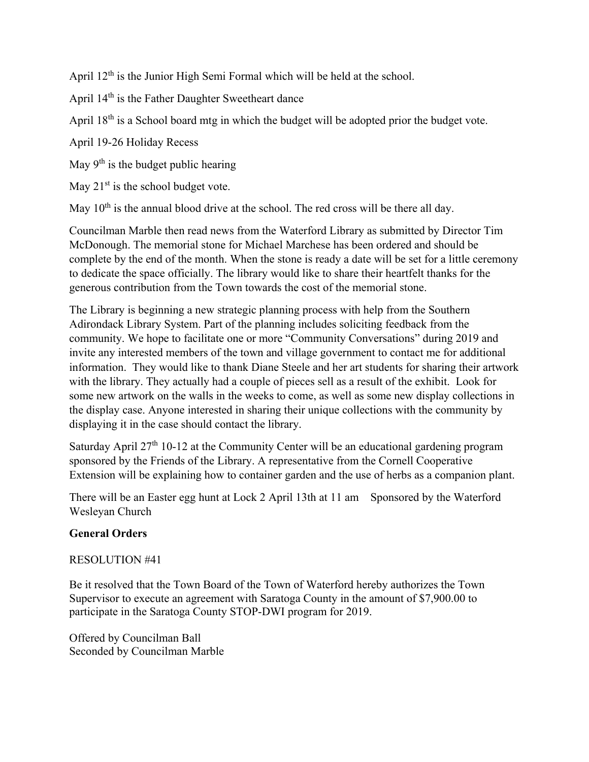April 12th is the Junior High Semi Formal which will be held at the school.

April 14th is the Father Daughter Sweetheart dance

April 18th is a School board mtg in which the budget will be adopted prior the budget vote.

April 19-26 Holiday Recess

May 9th is the budget public hearing

May 21st is the school budget vote.

May 10th is the annual blood drive at the school. The red cross will be there all day.

Councilman Marble then read news from the Waterford Library as submitted by Director Tim McDonough. The memorial stone for Michael Marchese has been ordered and should be complete by the end of the month. When the stone is ready a date will be set for a little ceremony to dedicate the space officially. The library would like to share their heartfelt thanks for the generous contribution from the Town towards the cost of the memorial stone.

The Library is beginning a new strategic planning process with help from the Southern Adirondack Library System. Part of the planning includes soliciting feedback from the community. We hope to facilitate one or more "Community Conversations" during 2019 and invite any interested members of the town and village government to contact me for additional information. They would like to thank Diane Steele and her art students for sharing their artwork with the library. They actually had a couple of pieces sell as a result of the exhibit. Look for some new artwork on the walls in the weeks to come, as well as some new display collections in the display case. Anyone interested in sharing their unique collections with the community by displaying it in the case should contact the library.

Saturday April 27th 10-12 at the Community Center will be an educational gardening program sponsored by the Friends of the Library. A representative from the Cornell Cooperative Extension will be explaining how to container garden and the use of herbs as a companion plant.

There will be an Easter egg hunt at Lock 2 April 13th at 11 am Sponsored by the Waterford Wesleyan Church

**General Orders**

RESOLUTION #41

Be it resolved that the Town Board of the Town of Waterford hereby authorizes the Town Supervisor to execute an agreement with Saratoga County in the amount of $7,900.00 to participate in the Saratoga County STOP-DWI program for 2019.

Offered by Councilman Ball
Seconded by Councilman Marble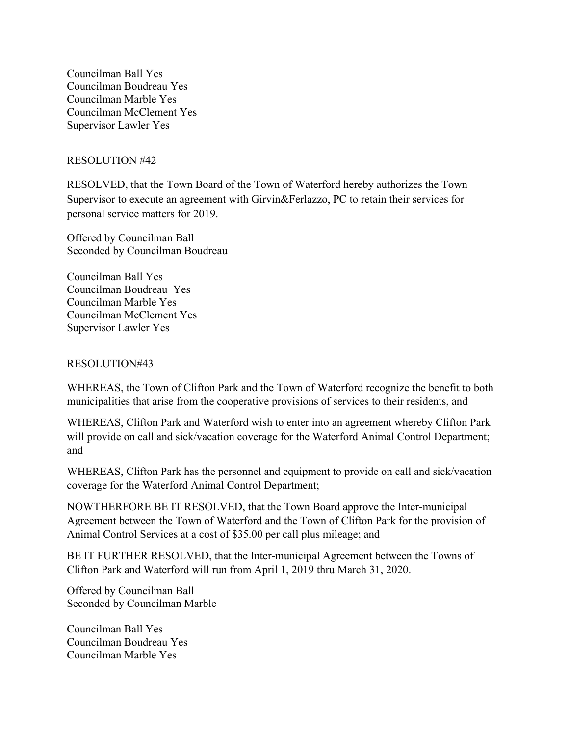Councilman Ball Yes
Councilman Boudreau Yes
Councilman Marble Yes
Councilman McClement Yes
Supervisor Lawler Yes

RESOLUTION #42

RESOLVED, that the Town Board of the Town of Waterford hereby authorizes the Town Supervisor to execute an agreement with Girvin&Ferlazzo, PC to retain their services for personal service matters for 2019.

Offered by Councilman Ball
Seconded by Councilman Boudreau

Councilman Ball Yes
Councilman Boudreau Yes
Councilman Marble Yes
Councilman McClement Yes
Supervisor Lawler Yes

RESOLUTION#43

WHEREAS, the Town of Clifton Park and the Town of Waterford recognize the benefit to both municipalities that arise from the cooperative provisions of services to their residents, and

WHEREAS, Clifton Park and Waterford wish to enter into an agreement whereby Clifton Park will provide on call and sick/vacation coverage for the Waterford Animal Control Department; and

WHEREAS, Clifton Park has the personnel and equipment to provide on call and sick/vacation coverage for the Waterford Animal Control Department;

NOWTHERFORE BE IT RESOLVED, that the Town Board approve the Inter-municipal Agreement between the Town of Waterford and the Town of Clifton Park for the provision of Animal Control Services at a cost of $35.00 per call plus mileage; and

BE IT FURTHER RESOLVED, that the Inter-municipal Agreement between the Towns of Clifton Park and Waterford will run from April 1, 2019 thru March 31, 2020.

Offered by Councilman Ball
Seconded by Councilman Marble

Councilman Ball Yes
Councilman Boudreau Yes
Councilman Marble Yes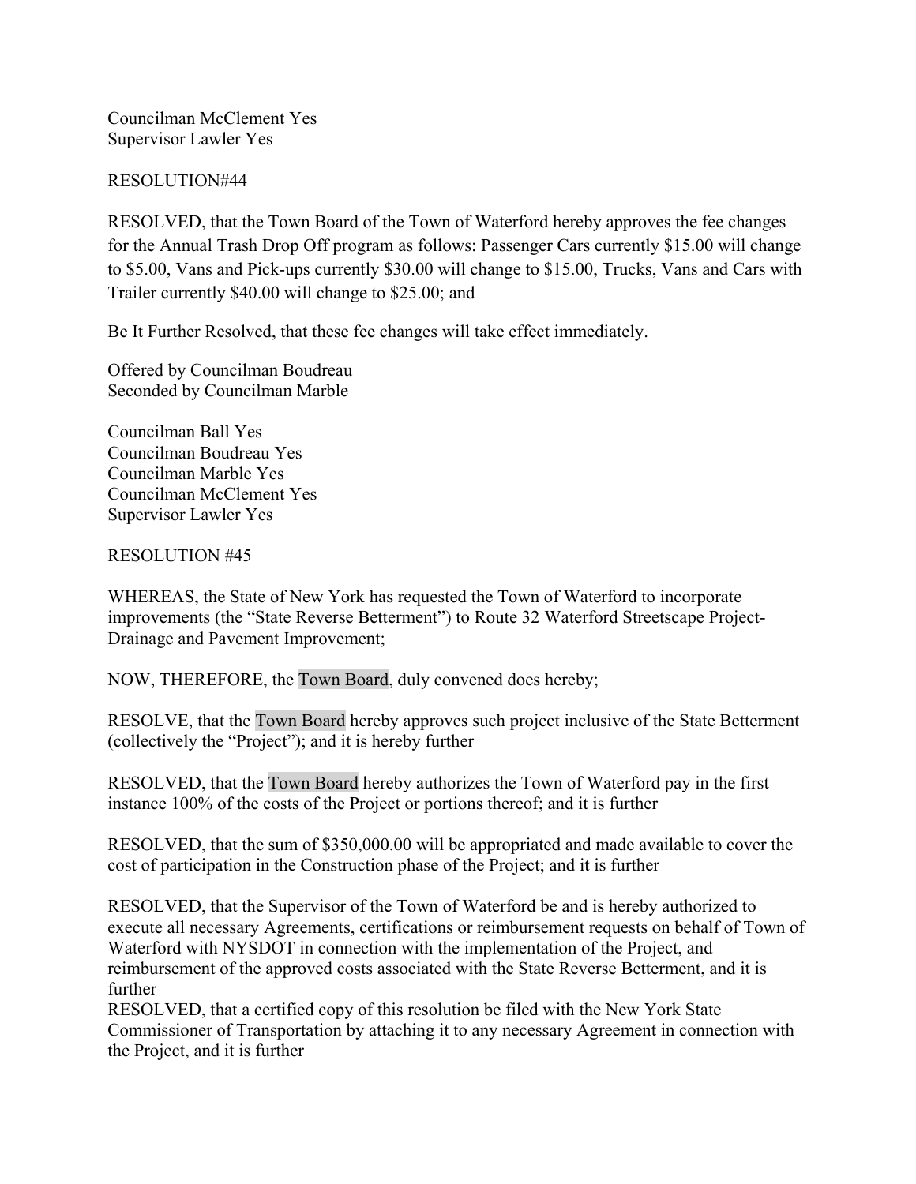Councilman McClement Yes
Supervisor Lawler Yes

RESOLUTION#44

RESOLVED, that the Town Board of the Town of Waterford hereby approves the fee changes for the Annual Trash Drop Off program as follows: Passenger Cars currently $15.00 will change to $5.00, Vans and Pick-ups currently $30.00 will change to $15.00, Trucks, Vans and Cars with Trailer currently $40.00 will change to $25.00; and

Be It Further Resolved, that these fee changes will take effect immediately.

Offered by Councilman Boudreau
Seconded by Councilman Marble

Councilman Ball Yes
Councilman Boudreau Yes
Councilman Marble Yes
Councilman McClement Yes
Supervisor Lawler Yes

RESOLUTION #45

WHEREAS, the State of New York has requested the Town of Waterford to incorporate improvements (the "State Reverse Betterment") to Route 32 Waterford Streetscape Project-Drainage and Pavement Improvement;

NOW, THEREFORE, the Town Board, duly convened does hereby;

RESOLVE, that the Town Board hereby approves such project inclusive of the State Betterment (collectively the "Project"); and it is hereby further

RESOLVED, that the Town Board hereby authorizes the Town of Waterford pay in the first instance 100% of the costs of the Project or portions thereof; and it is further

RESOLVED, that the sum of $350,000.00 will be appropriated and made available to cover the cost of participation in the Construction phase of the Project; and it is further

RESOLVED, that the Supervisor of the Town of Waterford be and is hereby authorized to execute all necessary Agreements, certifications or reimbursement requests on behalf of Town of Waterford with NYSDOT in connection with the implementation of the Project, and reimbursement of the approved costs associated with the State Reverse Betterment, and it is further
RESOLVED, that a certified copy of this resolution be filed with the New York State Commissioner of Transportation by attaching it to any necessary Agreement in connection with the Project, and it is further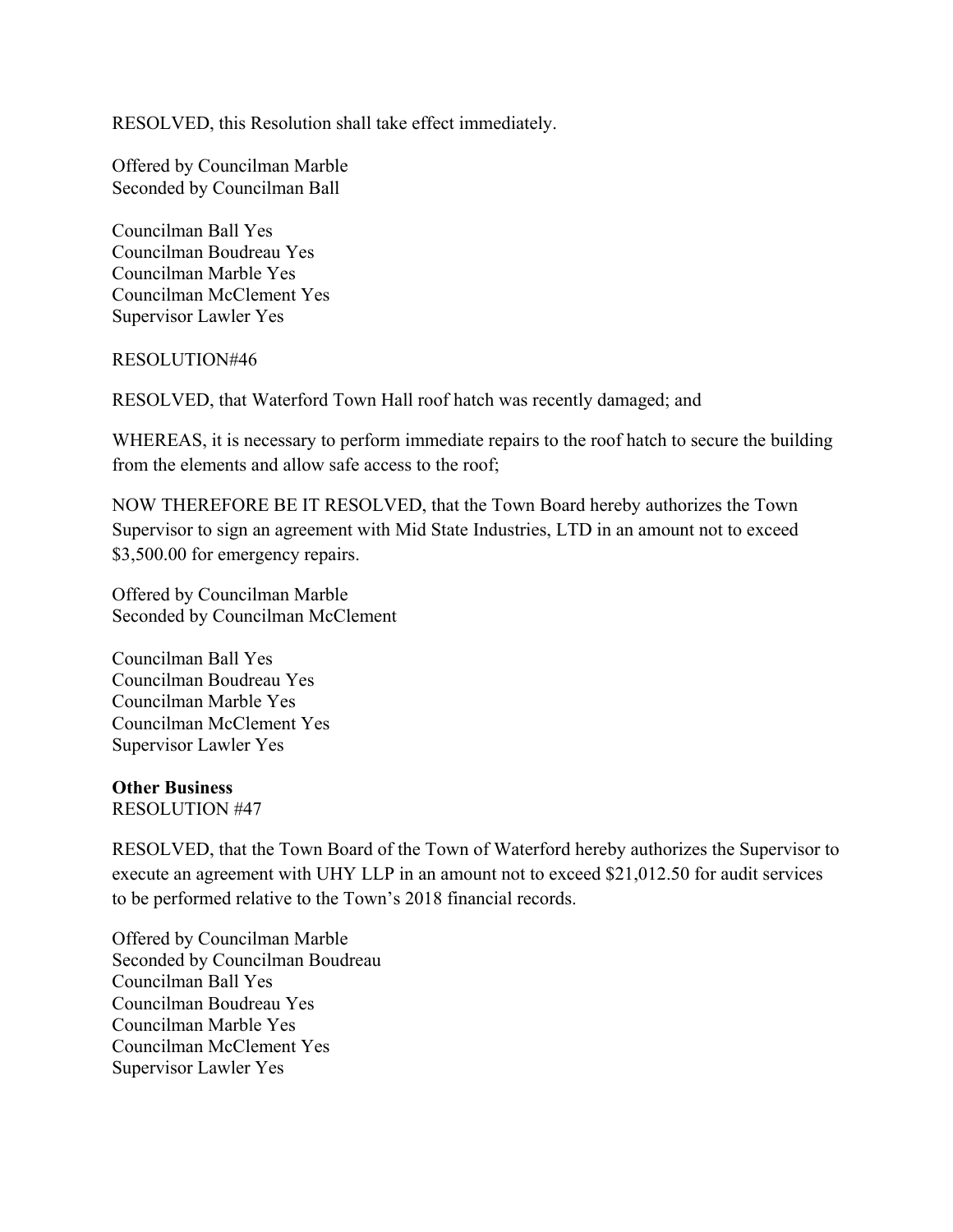RESOLVED, this Resolution shall take effect immediately.

Offered by Councilman Marble
Seconded by Councilman Ball

Councilman Ball Yes
Councilman Boudreau Yes
Councilman Marble Yes
Councilman McClement Yes
Supervisor Lawler Yes

RESOLUTION#46

RESOLVED, that Waterford Town Hall roof hatch was recently damaged; and

WHEREAS, it is necessary to perform immediate repairs to the roof hatch to secure the building from the elements and allow safe access to the roof;

NOW THEREFORE BE IT RESOLVED, that the Town Board hereby authorizes the Town Supervisor to sign an agreement with Mid State Industries, LTD in an amount not to exceed $3,500.00 for emergency repairs.

Offered by Councilman Marble
Seconded by Councilman McClement

Councilman Ball Yes
Councilman Boudreau Yes
Councilman Marble Yes
Councilman McClement Yes
Supervisor Lawler Yes

**Other Business**
RESOLUTION #47

RESOLVED, that the Town Board of the Town of Waterford hereby authorizes the Supervisor to execute an agreement with UHY LLP in an amount not to exceed $21,012.50 for audit services to be performed relative to the Town's 2018 financial records.

Offered by Councilman Marble
Seconded by Councilman Boudreau
Councilman Ball Yes
Councilman Boudreau Yes
Councilman Marble Yes
Councilman McClement Yes
Supervisor Lawler Yes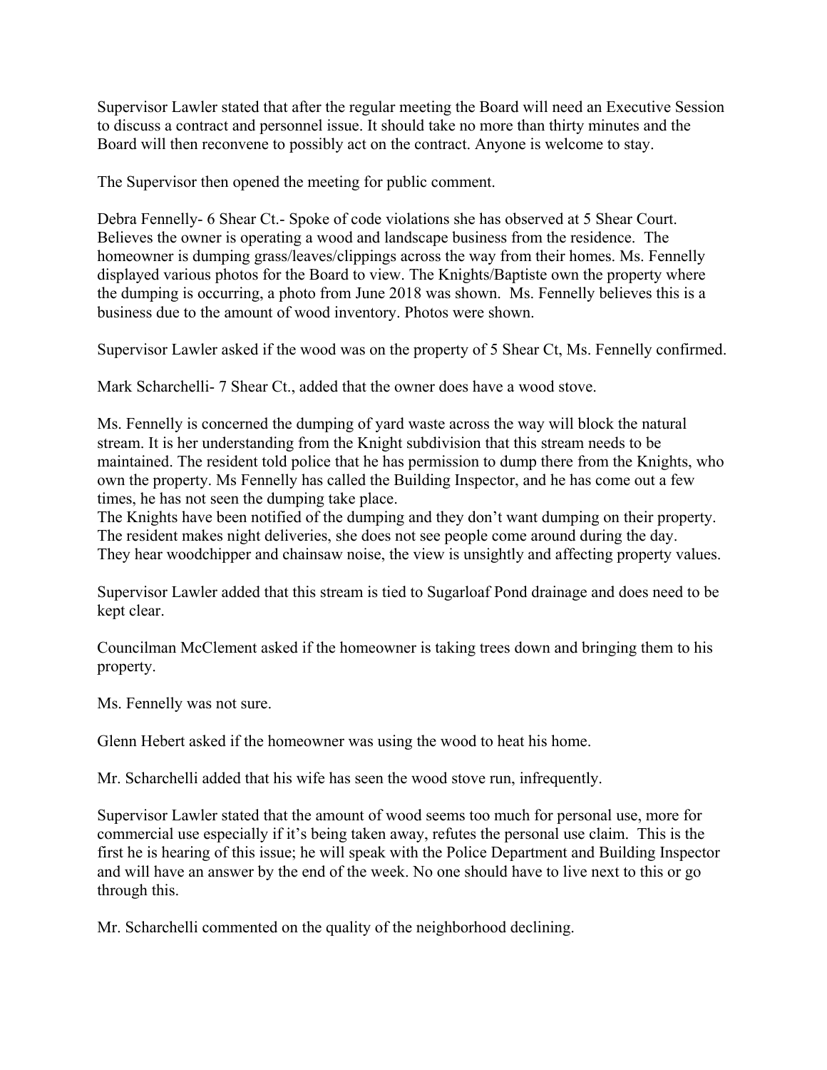Supervisor Lawler stated that after the regular meeting the Board will need an Executive Session to discuss a contract and personnel issue. It should take no more than thirty minutes and the Board will then reconvene to possibly act on the contract. Anyone is welcome to stay.

The Supervisor then opened the meeting for public comment.

Debra Fennelly- 6 Shear Ct.- Spoke of code violations she has observed at 5 Shear Court. Believes the owner is operating a wood and landscape business from the residence. The homeowner is dumping grass/leaves/clippings across the way from their homes. Ms. Fennelly displayed various photos for the Board to view. The Knights/Baptiste own the property where the dumping is occurring, a photo from June 2018 was shown. Ms. Fennelly believes this is a business due to the amount of wood inventory. Photos were shown.

Supervisor Lawler asked if the wood was on the property of 5 Shear Ct, Ms. Fennelly confirmed.

Mark Scharchelli- 7 Shear Ct., added that the owner does have a wood stove.

Ms. Fennelly is concerned the dumping of yard waste across the way will block the natural stream. It is her understanding from the Knight subdivision that this stream needs to be maintained. The resident told police that he has permission to dump there from the Knights, who own the property. Ms Fennelly has called the Building Inspector, and he has come out a few times, he has not seen the dumping take place.
The Knights have been notified of the dumping and they don't want dumping on their property. The resident makes night deliveries, she does not see people come around during the day. They hear woodchipper and chainsaw noise, the view is unsightly and affecting property values.

Supervisor Lawler added that this stream is tied to Sugarloaf Pond drainage and does need to be kept clear.

Councilman McClement asked if the homeowner is taking trees down and bringing them to his property.

Ms. Fennelly was not sure.

Glenn Hebert asked if the homeowner was using the wood to heat his home.

Mr. Scharchelli added that his wife has seen the wood stove run, infrequently.

Supervisor Lawler stated that the amount of wood seems too much for personal use, more for commercial use especially if it's being taken away, refutes the personal use claim. This is the first he is hearing of this issue; he will speak with the Police Department and Building Inspector and will have an answer by the end of the week. No one should have to live next to this or go through this.

Mr. Scharchelli commented on the quality of the neighborhood declining.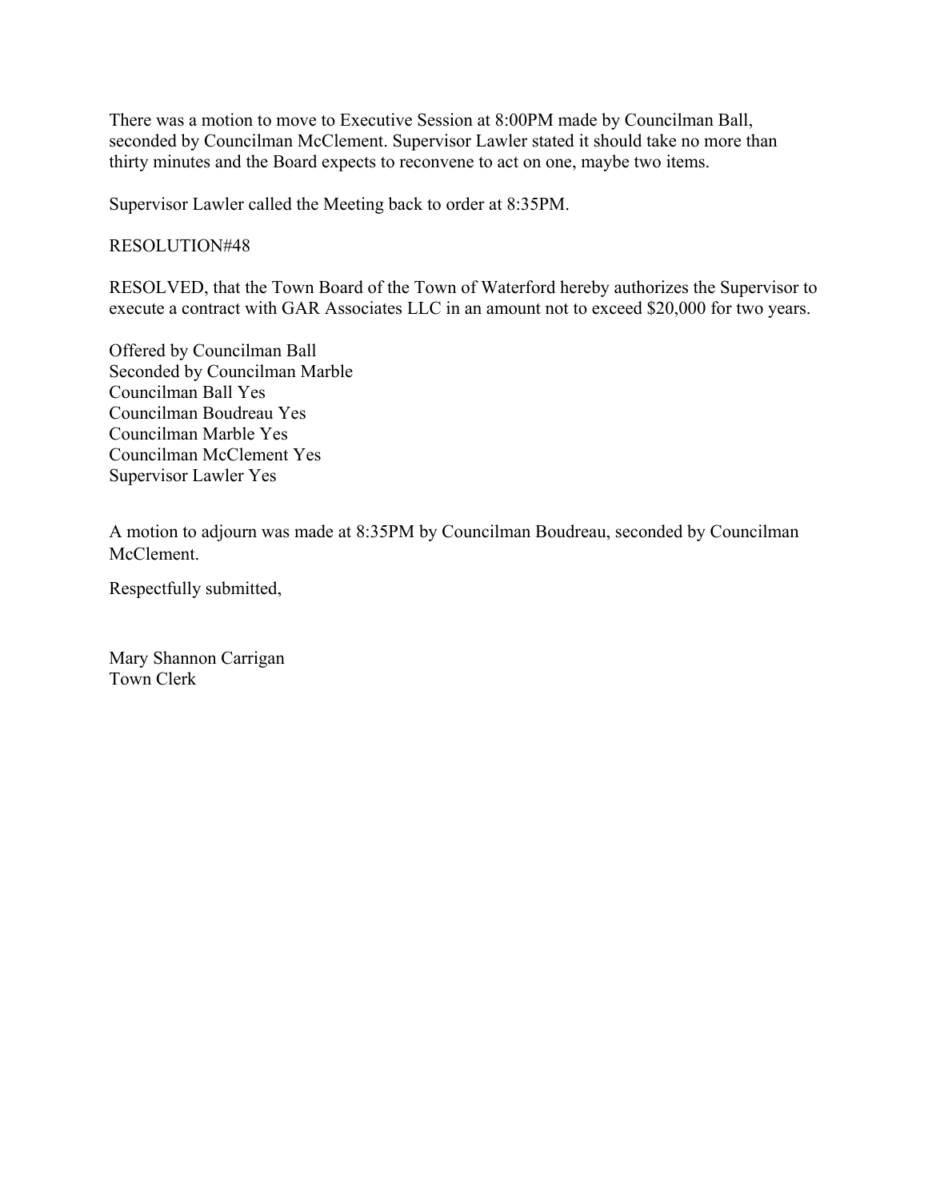There was a motion to move to Executive Session at 8:00PM made by Councilman Ball, seconded by Councilman McClement. Supervisor Lawler stated it should take no more than thirty minutes and the Board expects to reconvene to act on one, maybe two items.

Supervisor Lawler called the Meeting back to order at 8:35PM.

RESOLUTION#48

RESOLVED, that the Town Board of the Town of Waterford hereby authorizes the Supervisor to execute a contract with GAR Associates LLC in an amount not to exceed $20,000 for two years.

Offered by Councilman Ball
Seconded by Councilman Marble
Councilman Ball Yes
Councilman Boudreau Yes
Councilman Marble Yes
Councilman McClement Yes
Supervisor Lawler Yes

A motion to adjourn was made at 8:35PM by Councilman Boudreau, seconded by Councilman McClement.

Respectfully submitted,

Mary Shannon Carrigan
Town Clerk